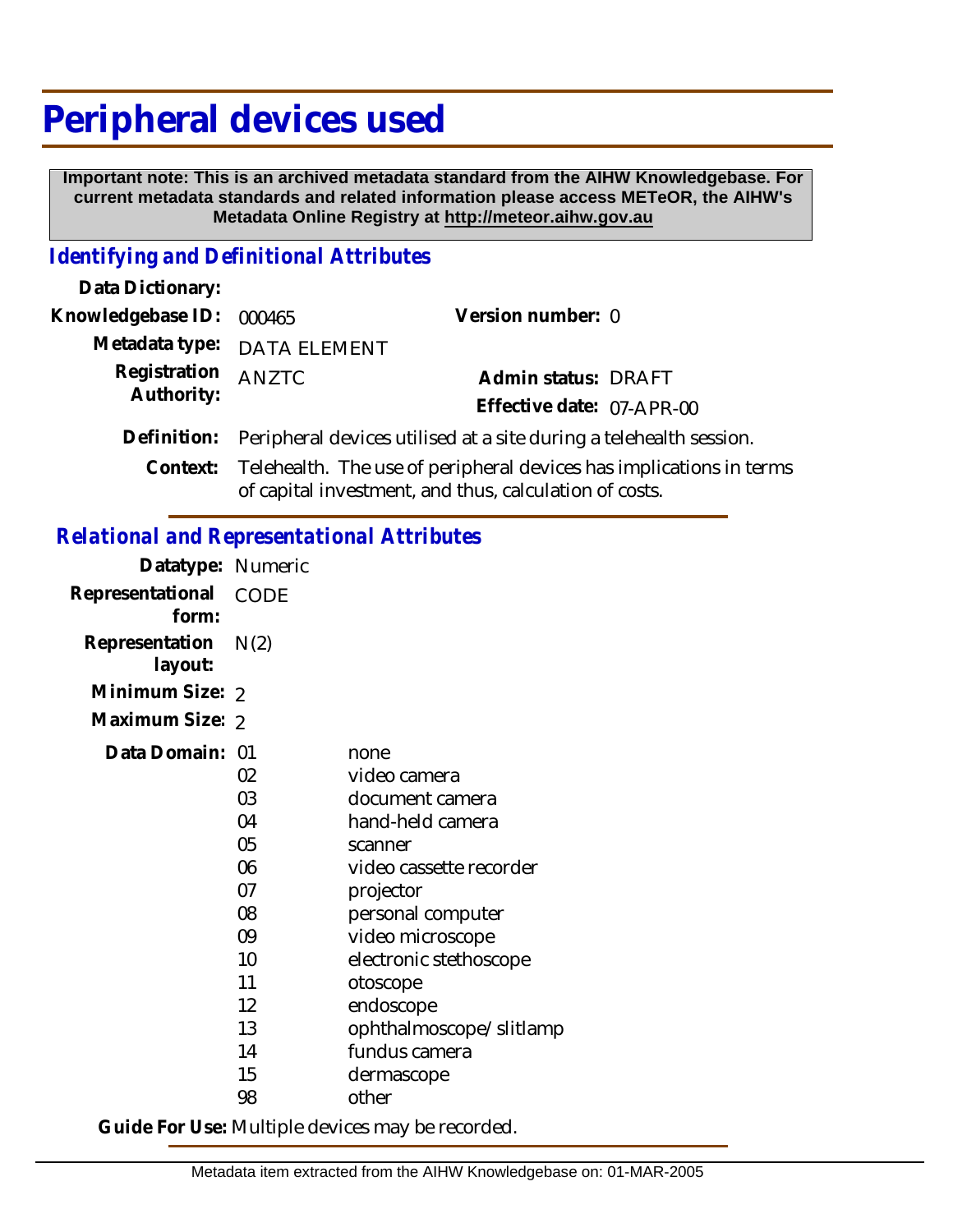# Peripheral devices used

**Important note: This is an archived metadata standard from the AIHW Knowledgebase. For current metadata standards and related information please access METeOR, the AIHW's Metadata Online Registry at http://meteor.aihw.gov.au**

## *Identifying and Definitional Attributes*

**Data Dictionary:**

**Knowledgebase ID:** 000465 **Version number:** 0

**Metadata type:** DATA ELEMENT

**Registration Authority:** ANZTC **Admin status:** DRAFT

**Effective date:** 07-APR-00

**Definition:** Peripheral devices utilised at a site during a telehealth session.

**Context:** Telehealth. The use of peripheral devices has implications in terms of capital investment, and thus, calculation of costs.

## *Relational and Representational Attributes*

**Datatype:** Numeric

**Representational form:** CODE

**Representation layout:** N(2)

**Minimum Size:** 2

**Maximum Size:** 2

**Data Domain:**

| Code | Description |
|---|---|
| 01 | none |
| 02 | video camera |
| 03 | document camera |
| 04 | hand-held camera |
| 05 | scanner |
| 06 | video cassette recorder |
| 07 | projector |
| 08 | personal computer |
| 09 | video microscope |
| 10 | electronic stethoscope |
| 11 | otoscope |
| 12 | endoscope |
| 13 | ophthalmoscope/slitlamp |
| 14 | fundus camera |
| 15 | dermascope |
| 98 | other |

**Guide For Use:** Multiple devices may be recorded.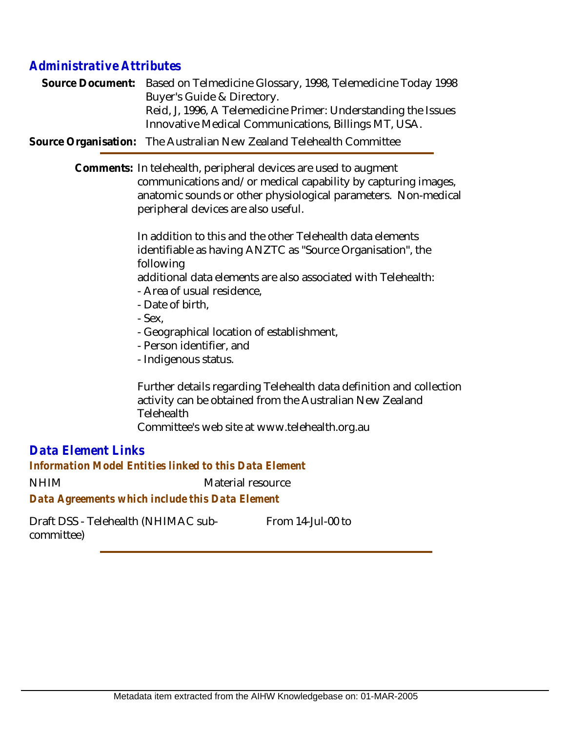## Administrative Attributes

**Source Document:** Based on Telmedicine Glossary, 1998, Telemedicine Today 1998 Buyer's Guide & Directory.
Reid, J, 1996, A Telemedicine Primer: Understanding the Issues Innovative Medical Communications, Billings MT, USA.

**Source Organisation:** The Australian New Zealand Telehealth Committee

**Comments:** In telehealth, peripheral devices are used to augment communications and/or medical capability by capturing images, anatomic sounds or other physiological parameters. Non-medical peripheral devices are also useful.

In addition to this and the other Telehealth data elements identifiable as having ANZTC as "Source Organisation", the following
additional data elements are also associated with Telehealth:
- Area of usual residence,
- Date of birth,
- Sex,
- Geographical location of establishment,
- Person identifier, and
- Indigenous status.

Further details regarding Telehealth data definition and collection activity can be obtained from the Australian New Zealand Telehealth
Committee's web site at www.telehealth.org.au

## Data Element Links

### Information Model Entities linked to this Data Element

| | |
|---|---|
| NHIM | Material resource |

### Data Agreements which include this Data Element

| | |
|---|---|
| Draft DSS - Telehealth (NHIMAC sub-committee) | From 14-Jul-00 to |

Metadata item extracted from the AIHW Knowledgebase on: 01-MAR-2005